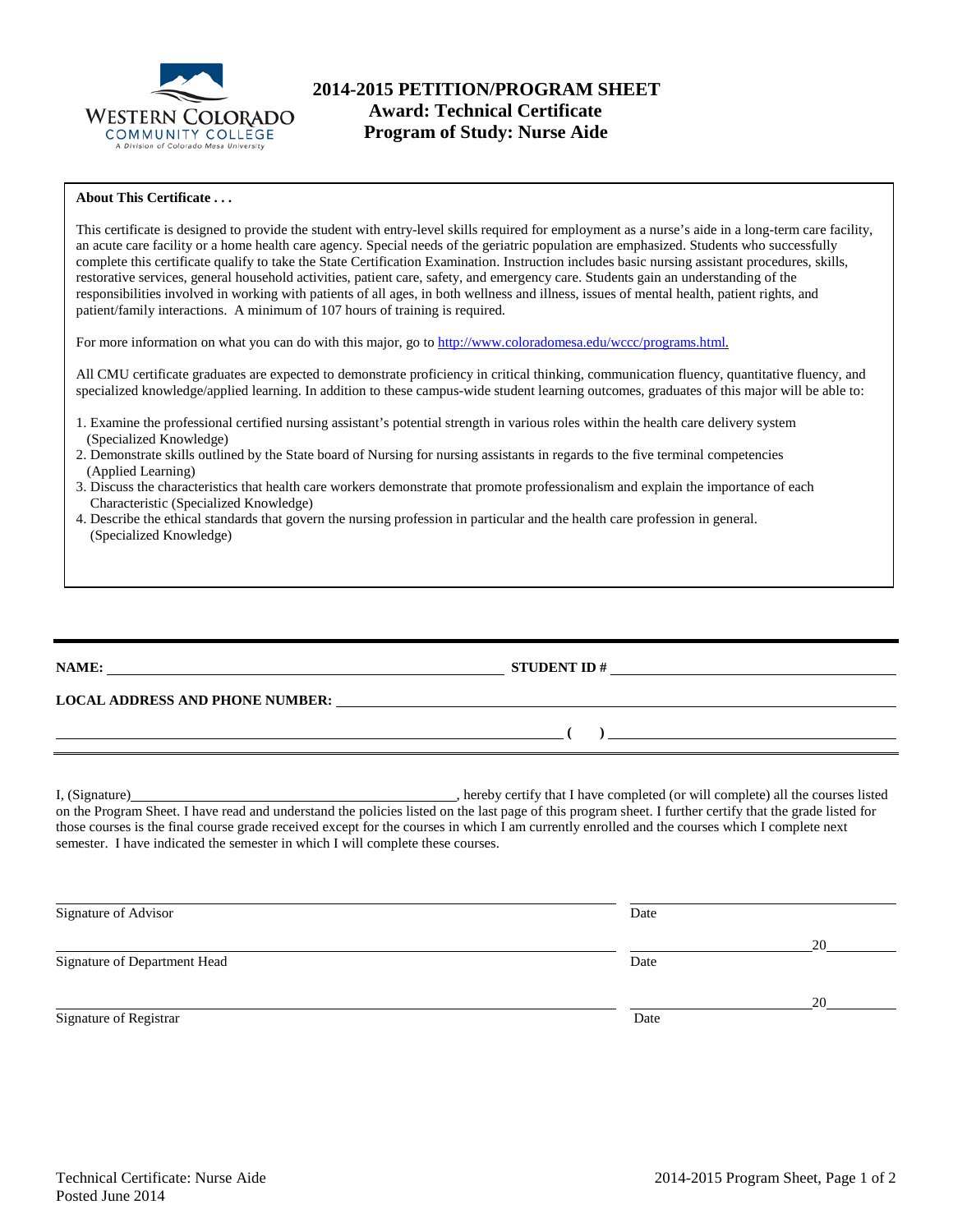# 2014-2015 PETITION/PROGRAM SHEET
## Award: Technical Certificate
## Program of Study: Nurse Aide

**About This Certificate . . .**

This certificate is designed to provide the student with entry-level skills required for employment as a nurse's aide in a long-term care facility, an acute care facility or a home health care agency. Special needs of the geriatric population are emphasized. Students who successfully complete this certificate qualify to take the State Certification Examination. Instruction includes basic nursing assistant procedures, skills, restorative services, general household activities, patient care, safety, and emergency care. Students gain an understanding of the responsibilities involved in working with patients of all ages, in both wellness and illness, issues of mental health, patient rights, and patient/family interactions. A minimum of 107 hours of training is required.

For more information on what you can do with this major, go to http://www.coloradomesa.edu/wccc/programs.html.

All CMU certificate graduates are expected to demonstrate proficiency in critical thinking, communication fluency, quantitative fluency, and specialized knowledge/applied learning. In addition to these campus-wide student learning outcomes, graduates of this major will be able to:

1. Examine the professional certified nursing assistant's potential strength in various roles within the health care delivery system (Specialized Knowledge)
2. Demonstrate skills outlined by the State board of Nursing for nursing assistants in regards to the five terminal competencies (Applied Learning)
3. Discuss the characteristics that health care workers demonstrate that promote professionalism and explain the importance of each Characteristic (Specialized Knowledge)
4. Describe the ethical standards that govern the nursing profession in particular and the health care profession in general. (Specialized Knowledge)

---

**NAME:** ______________________ **STUDENT ID #** ______________________

**LOCAL ADDRESS AND PHONE NUMBER:** ______________________

______________________ **(   )** ______________________

I, (Signature)______________________, hereby certify that I have completed (or will complete) all the courses listed on the Program Sheet. I have read and understand the policies listed on the last page of this program sheet. I further certify that the grade listed for those courses is the final course grade received except for the courses in which I am currently enrolled and the courses which I complete next semester. I have indicated the semester in which I will complete these courses.

______________________ ______________________
Signature of Advisor Date

______________________ ______________20______
Signature of Department Head Date

______________________ ______________20______
Signature of Registrar Date

Technical Certificate: Nurse Aide
Posted June 2014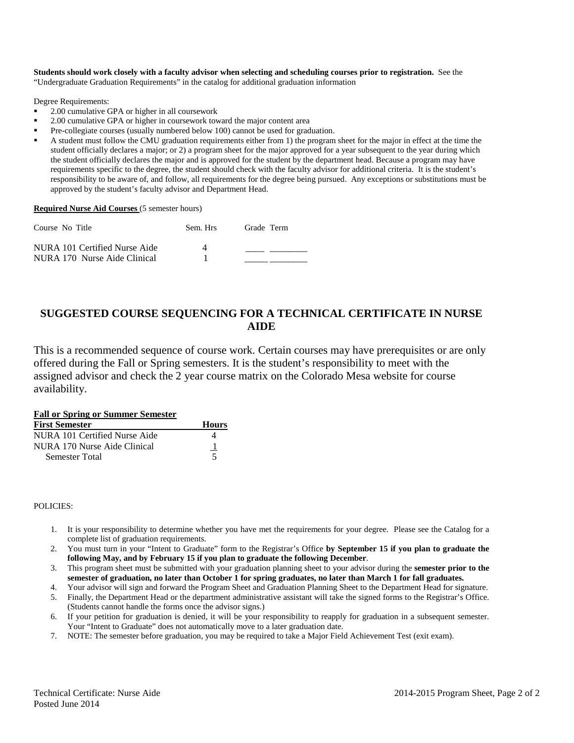**Students should work closely with a faculty advisor when selecting and scheduling courses prior to registration.** See the "Undergraduate Graduation Requirements" in the catalog for additional graduation information

Degree Requirements:

- 2.00 cumulative GPA or higher in all coursework
- 2.00 cumulative GPA or higher in coursework toward the major content area
- Pre-collegiate courses (usually numbered below 100) cannot be used for graduation.
- A student must follow the CMU graduation requirements either from 1) the program sheet for the major in effect at the time the student officially declares a major; or 2) a program sheet for the major approved for a year subsequent to the year during which the student officially declares the major and is approved for the student by the department head. Because a program may have requirements specific to the degree, the student should check with the faculty advisor for additional criteria. It is the student's responsibility to be aware of, and follow, all requirements for the degree being pursued. Any exceptions or substitutions must be approved by the student's faculty advisor and Department Head.

**Required Nurse Aid Courses** (5 semester hours)

| Course No Title | Sem. Hrs | Grade | Term |
|---|---|---|---|
| NURA 101 Certified Nurse Aide | 4 | ____ | ________ |
| NURA 170 Nurse Aide Clinical | 1 | _____ | ________ |

## SUGGESTED COURSE SEQUENCING FOR A TECHNICAL CERTIFICATE IN NURSE AIDE

This is a recommended sequence of course work. Certain courses may have prerequisites or are only offered during the Fall or Spring semesters. It is the student's responsibility to meet with the assigned advisor and check the 2 year course matrix on the Colorado Mesa website for course availability.

**Fall or Spring or Summer Semester**

| First Semester | Hours |
|---|---|
| NURA 101 Certified Nurse Aide | 4 |
| NURA 170 Nurse Aide Clinical | 1 |
| Semester Total | 5 |

POLICIES:

1. It is your responsibility to determine whether you have met the requirements for your degree. Please see the Catalog for a complete list of graduation requirements.
2. You must turn in your "Intent to Graduate" form to the Registrar's Office **by September 15 if you plan to graduate the following May, and by February 15 if you plan to graduate the following December**.
3. This program sheet must be submitted with your graduation planning sheet to your advisor during the **semester prior to the semester of graduation, no later than October 1 for spring graduates, no later than March 1 for fall graduates.**
4. Your advisor will sign and forward the Program Sheet and Graduation Planning Sheet to the Department Head for signature.
5. Finally, the Department Head or the department administrative assistant will take the signed forms to the Registrar's Office. (Students cannot handle the forms once the advisor signs.)
6. If your petition for graduation is denied, it will be your responsibility to reapply for graduation in a subsequent semester. Your "Intent to Graduate" does not automatically move to a later graduation date.
7. NOTE: The semester before graduation, you may be required to take a Major Field Achievement Test (exit exam).